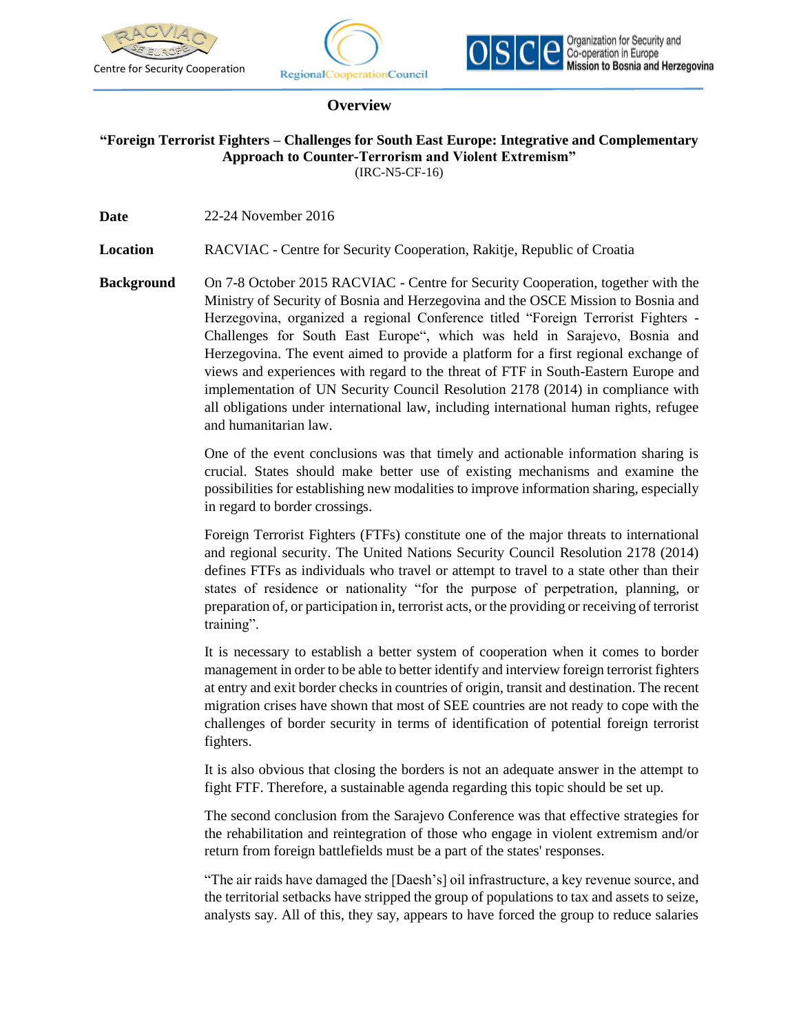Centre for Security Cooperation

# Overview

## "Foreign Terrorist Fighters – Challenges for South East Europe: Integrative and Complementary Approach to Counter-Terrorism and Violent Extremism"

(IRC-N5-CF-16)

**Date** 22-24 November 2016

**Location** RACVIAC - Centre for Security Cooperation, Rakitje, Republic of Croatia

**Background** On 7-8 October 2015 RACVIAC - Centre for Security Cooperation, together with the Ministry of Security of Bosnia and Herzegovina and the OSCE Mission to Bosnia and Herzegovina, organized a regional Conference titled "Foreign Terrorist Fighters - Challenges for South East Europe", which was held in Sarajevo, Bosnia and Herzegovina. The event aimed to provide a platform for a first regional exchange of views and experiences with regard to the threat of FTF in South-Eastern Europe and implementation of UN Security Council Resolution 2178 (2014) in compliance with all obligations under international law, including international human rights, refugee and humanitarian law.

One of the event conclusions was that timely and actionable information sharing is crucial. States should make better use of existing mechanisms and examine the possibilities for establishing new modalities to improve information sharing, especially in regard to border crossings.

Foreign Terrorist Fighters (FTFs) constitute one of the major threats to international and regional security. The United Nations Security Council Resolution 2178 (2014) defines FTFs as individuals who travel or attempt to travel to a state other than their states of residence or nationality "for the purpose of perpetration, planning, or preparation of, or participation in, terrorist acts, or the providing or receiving of terrorist training".

It is necessary to establish a better system of cooperation when it comes to border management in order to be able to better identify and interview foreign terrorist fighters at entry and exit border checks in countries of origin, transit and destination. The recent migration crises have shown that most of SEE countries are not ready to cope with the challenges of border security in terms of identification of potential foreign terrorist fighters.

It is also obvious that closing the borders is not an adequate answer in the attempt to fight FTF. Therefore, a sustainable agenda regarding this topic should be set up.

The second conclusion from the Sarajevo Conference was that effective strategies for the rehabilitation and reintegration of those who engage in violent extremism and/or return from foreign battlefields must be a part of the states' responses.

"The air raids have damaged the [Daesh's] oil infrastructure, a key revenue source, and the territorial setbacks have stripped the group of populations to tax and assets to seize, analysts say. All of this, they say, appears to have forced the group to reduce salaries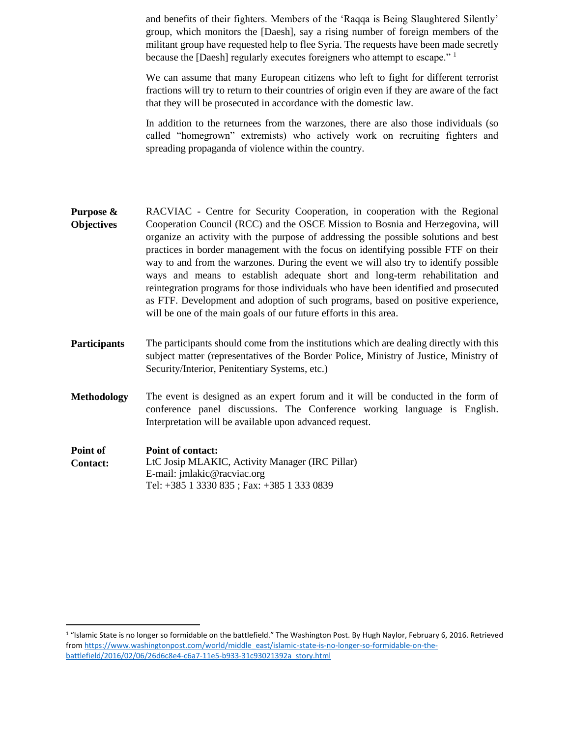and benefits of their fighters. Members of the 'Raqqa is Being Slaughtered Silently' group, which monitors the [Daesh], say a rising number of foreign members of the militant group have requested help to flee Syria. The requests have been made secretly because the [Daesh] regularly executes foreigners who attempt to escape." [1]

We can assume that many European citizens who left to fight for different terrorist fractions will try to return to their countries of origin even if they are aware of the fact that they will be prosecuted in accordance with the domestic law.

In addition to the returnees from the warzones, there are also those individuals (so called "homegrown" extremists) who actively work on recruiting fighters and spreading propaganda of violence within the country.

**Purpose & Objectives**

RACVIAC - Centre for Security Cooperation, in cooperation with the Regional Cooperation Council (RCC) and the OSCE Mission to Bosnia and Herzegovina, will organize an activity with the purpose of addressing the possible solutions and best practices in border management with the focus on identifying possible FTF on their way to and from the warzones. During the event we will also try to identify possible ways and means to establish adequate short and long-term rehabilitation and reintegration programs for those individuals who have been identified and prosecuted as FTF. Development and adoption of such programs, based on positive experience, will be one of the main goals of our future efforts in this area.

**Participants**

The participants should come from the institutions which are dealing directly with this subject matter (representatives of the Border Police, Ministry of Justice, Ministry of Security/Interior, Penitentiary Systems, etc.)

**Methodology**

The event is designed as an expert forum and it will be conducted in the form of conference panel discussions. The Conference working language is English. Interpretation will be available upon advanced request.

**Point of Contact:**

**Point of contact:**
LtC Josip MLAKIC, Activity Manager (IRC Pillar)
E-mail: jmlakic@racviac.org
Tel: +385 1 3330 835 ; Fax: +385 1 333 0839

[1] "Islamic State is no longer so formidable on the battlefield." The Washington Post. By Hugh Naylor, February 6, 2016. Retrieved from https://www.washingtonpost.com/world/middle_east/islamic-state-is-no-longer-so-formidable-on-the-battlefield/2016/02/06/26d6c8e4-c6a7-11e5-b933-31c93021392a_story.html